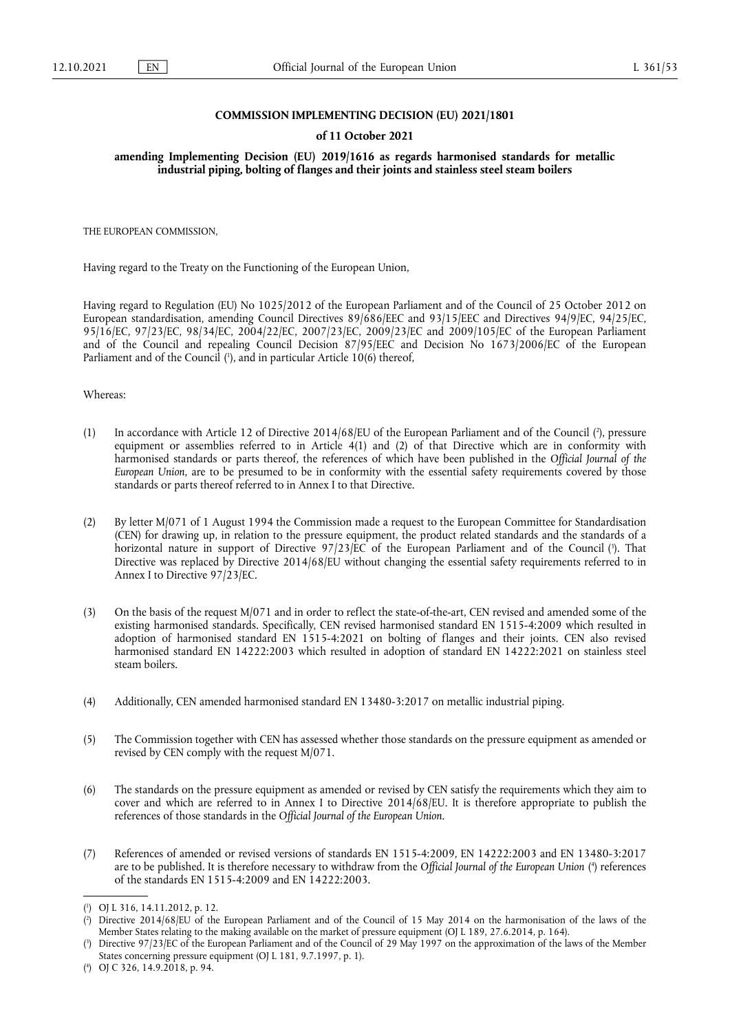**COMMISSION IMPLEMENTING DECISION (EU) 2021/1801**

**of 11 October 2021**

**amending Implementing Decision (EU) 2019/1616 as regards harmonised standards for metallic industrial piping, bolting of flanges and their joints and stainless steel steam boilers**

THE EUROPEAN COMMISSION,

Having regard to the Treaty on the Functioning of the European Union,

Having regard to Regulation (EU) No 1025/2012 of the European Parliament and of the Council of 25 October 2012 on European standardisation, amending Council Directives 89/686/EEC and 93/15/EEC and Directives 94/9/EC, 94/25/EC, 95/16/EC, 97/23/EC, 98/34/EC, 2004/22/EC, 2007/23/EC, 2009/23/EC and 2009/105/EC of the European Parliament and of the Council and repealing Council Decision 87/95/EEC and Decision No 1673/2006/EC of the European Parliament and of the Council ([1]), and in particular Article 10(6) thereof,

Whereas:

(1) In accordance with Article 12 of Directive 2014/68/EU of the European Parliament and of the Council ([2]), pressure equipment or assemblies referred to in Article 4(1) and (2) of that Directive which are in conformity with harmonised standards or parts thereof, the references of which have been published in the *Official Journal of the European Union*, are to be presumed to be in conformity with the essential safety requirements covered by those standards or parts thereof referred to in Annex I to that Directive.

(2) By letter M/071 of 1 August 1994 the Commission made a request to the European Committee for Standardisation (CEN) for drawing up, in relation to the pressure equipment, the product related standards and the standards of a horizontal nature in support of Directive 97/23/EC of the European Parliament and of the Council ([3]). That Directive was replaced by Directive 2014/68/EU without changing the essential safety requirements referred to in Annex I to Directive 97/23/EC.

(3) On the basis of the request M/071 and in order to reflect the state-of-the-art, CEN revised and amended some of the existing harmonised standards. Specifically, CEN revised harmonised standard EN 1515-4:2009 which resulted in adoption of harmonised standard EN 1515-4:2021 on bolting of flanges and their joints. CEN also revised harmonised standard EN 14222:2003 which resulted in adoption of standard EN 14222:2021 on stainless steel steam boilers.

(4) Additionally, CEN amended harmonised standard EN 13480-3:2017 on metallic industrial piping.

(5) The Commission together with CEN has assessed whether those standards on the pressure equipment as amended or revised by CEN comply with the request M/071.

(6) The standards on the pressure equipment as amended or revised by CEN satisfy the requirements which they aim to cover and which are referred to in Annex I to Directive 2014/68/EU. It is therefore appropriate to publish the references of those standards in the *Official Journal of the European Union*.

(7) References of amended or revised versions of standards EN 1515-4:2009, EN 14222:2003 and EN 13480-3:2017 are to be published. It is therefore necessary to withdraw from the *Official Journal of the European Union* ([4]) references of the standards EN 1515-4:2009 and EN 14222:2003.

---

([1]) OJ L 316, 14.11.2012, p. 12.

([2]) Directive 2014/68/EU of the European Parliament and of the Council of 15 May 2014 on the harmonisation of the laws of the Member States relating to the making available on the market of pressure equipment (OJ L 189, 27.6.2014, p. 164).

([3]) Directive 97/23/EC of the European Parliament and of the Council of 29 May 1997 on the approximation of the laws of the Member States concerning pressure equipment (OJ L 181, 9.7.1997, p. 1).

([4]) OJ C 326, 14.9.2018, p. 94.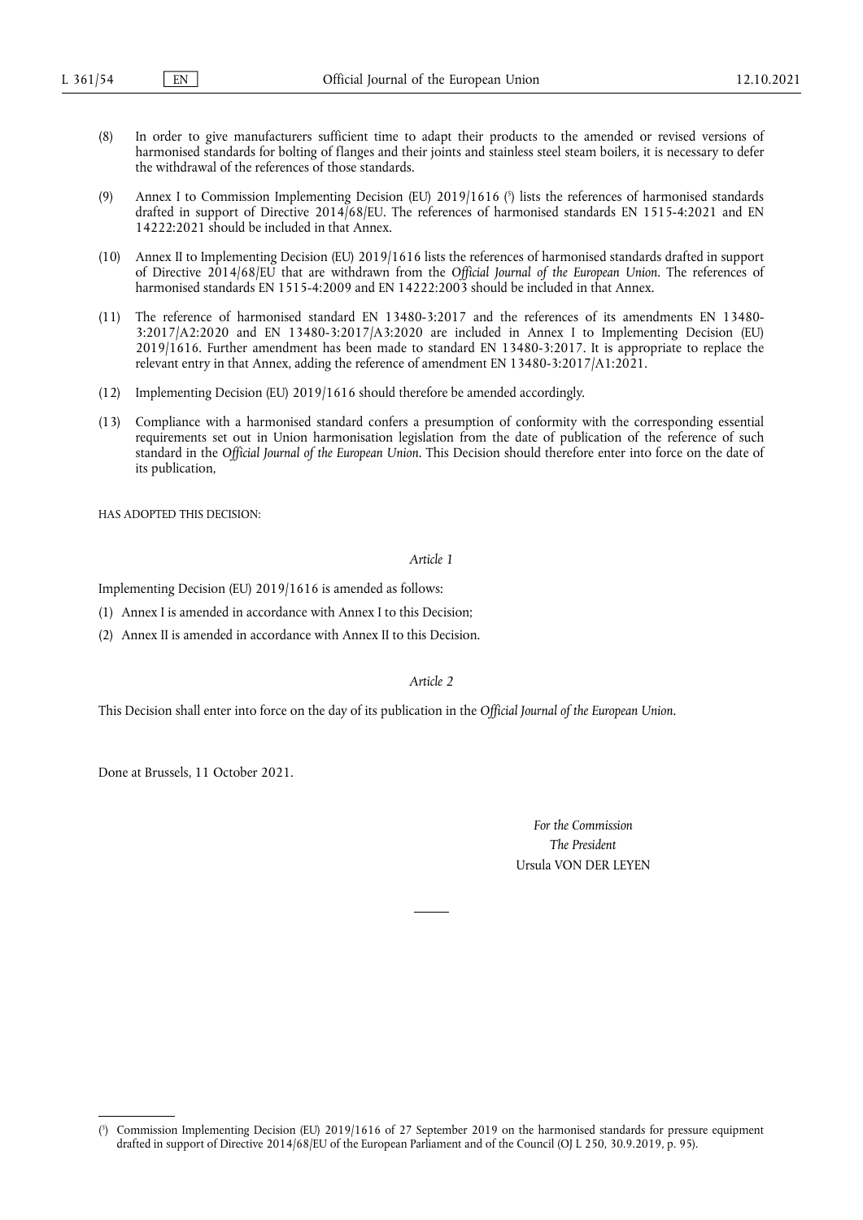(8) In order to give manufacturers sufficient time to adapt their products to the amended or revised versions of harmonised standards for bolting of flanges and their joints and stainless steel steam boilers, it is necessary to defer the withdrawal of the references of those standards.

(9) Annex I to Commission Implementing Decision (EU) 2019/1616 ([5]) lists the references of harmonised standards drafted in support of Directive 2014/68/EU. The references of harmonised standards EN 1515-4:2021 and EN 14222:2021 should be included in that Annex.

(10) Annex II to Implementing Decision (EU) 2019/1616 lists the references of harmonised standards drafted in support of Directive 2014/68/EU that are withdrawn from the *Official Journal of the European Union*. The references of harmonised standards EN 1515-4:2009 and EN 14222:2003 should be included in that Annex.

(11) The reference of harmonised standard EN 13480-3:2017 and the references of its amendments EN 13480-3:2017/A2:2020 and EN 13480-3:2017/A3:2020 are included in Annex I to Implementing Decision (EU) 2019/1616. Further amendment has been made to standard EN 13480-3:2017. It is appropriate to replace the relevant entry in that Annex, adding the reference of amendment EN 13480-3:2017/A1:2021.

(12) Implementing Decision (EU) 2019/1616 should therefore be amended accordingly.

(13) Compliance with a harmonised standard confers a presumption of conformity with the corresponding essential requirements set out in Union harmonisation legislation from the date of publication of the reference of such standard in the *Official Journal of the European Union*. This Decision should therefore enter into force on the date of its publication,

HAS ADOPTED THIS DECISION:

*Article 1*

Implementing Decision (EU) 2019/1616 is amended as follows:

(1) Annex I is amended in accordance with Annex I to this Decision;

(2) Annex II is amended in accordance with Annex II to this Decision.

*Article 2*

This Decision shall enter into force on the day of its publication in the *Official Journal of the European Union*.

Done at Brussels, 11 October 2021.

*For the Commission*

*The President*

Ursula VON DER LEYEN

---

([5]) Commission Implementing Decision (EU) 2019/1616 of 27 September 2019 on the harmonised standards for pressure equipment drafted in support of Directive 2014/68/EU of the European Parliament and of the Council (OJ L 250, 30.9.2019, p. 95).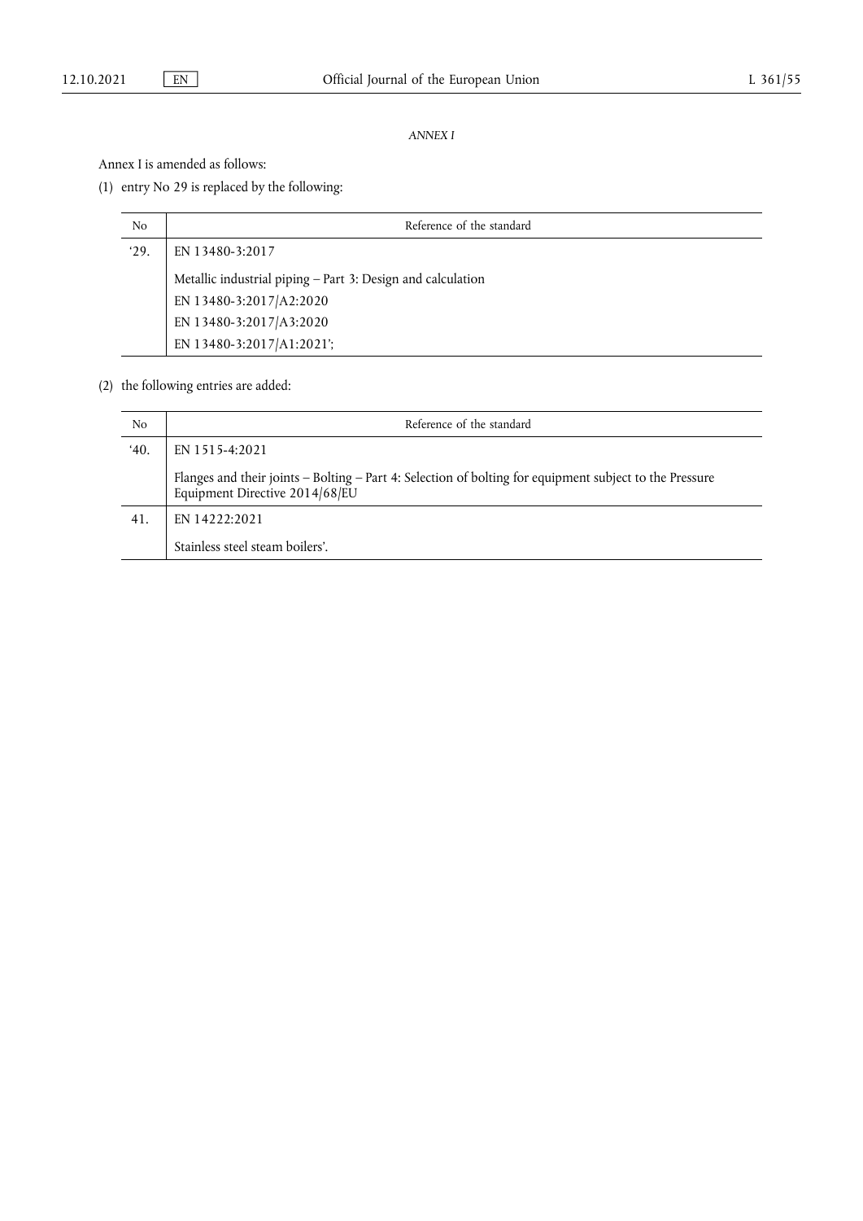*ANNEX I*

Annex I is amended as follows:

(1) entry No 29 is replaced by the following:

| No | Reference of the standard |
|---|---|
| ‘29. | EN 13480-3:2017<br><br>Metallic industrial piping – Part 3: Design and calculation<br>EN 13480-3:2017/A2:2020<br>EN 13480-3:2017/A3:2020<br>EN 13480-3:2017/A1:2021’; |

(2) the following entries are added:

| No | Reference of the standard |
|---|---|
| ‘40. | EN 1515-4:2021<br><br>Flanges and their joints – Bolting – Part 4: Selection of bolting for equipment subject to the Pressure Equipment Directive 2014/68/EU |
| 41. | EN 14222:2021<br><br>Stainless steel steam boilers’. |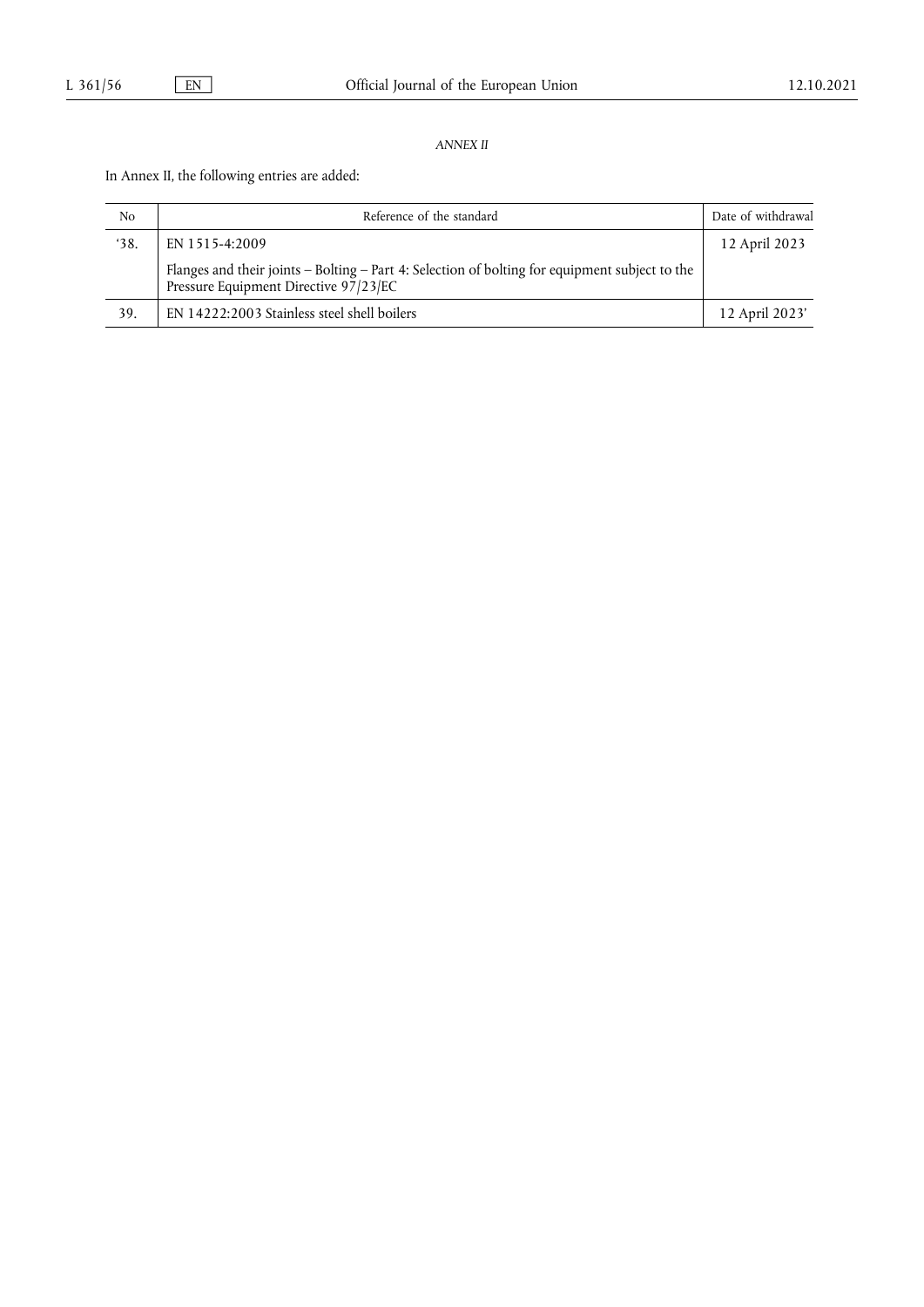*ANNEX II*

In Annex II, the following entries are added:

| No | Reference of the standard | Date of withdrawal |
|---|---|---|
| ‘38. | EN 1515-4:2009<br><br>Flanges and their joints – Bolting – Part 4: Selection of bolting for equipment subject to the Pressure Equipment Directive 97/23/EC | 12 April 2023 |
| 39. | EN 14222:2003 Stainless steel shell boilers | 12 April 2023’ |